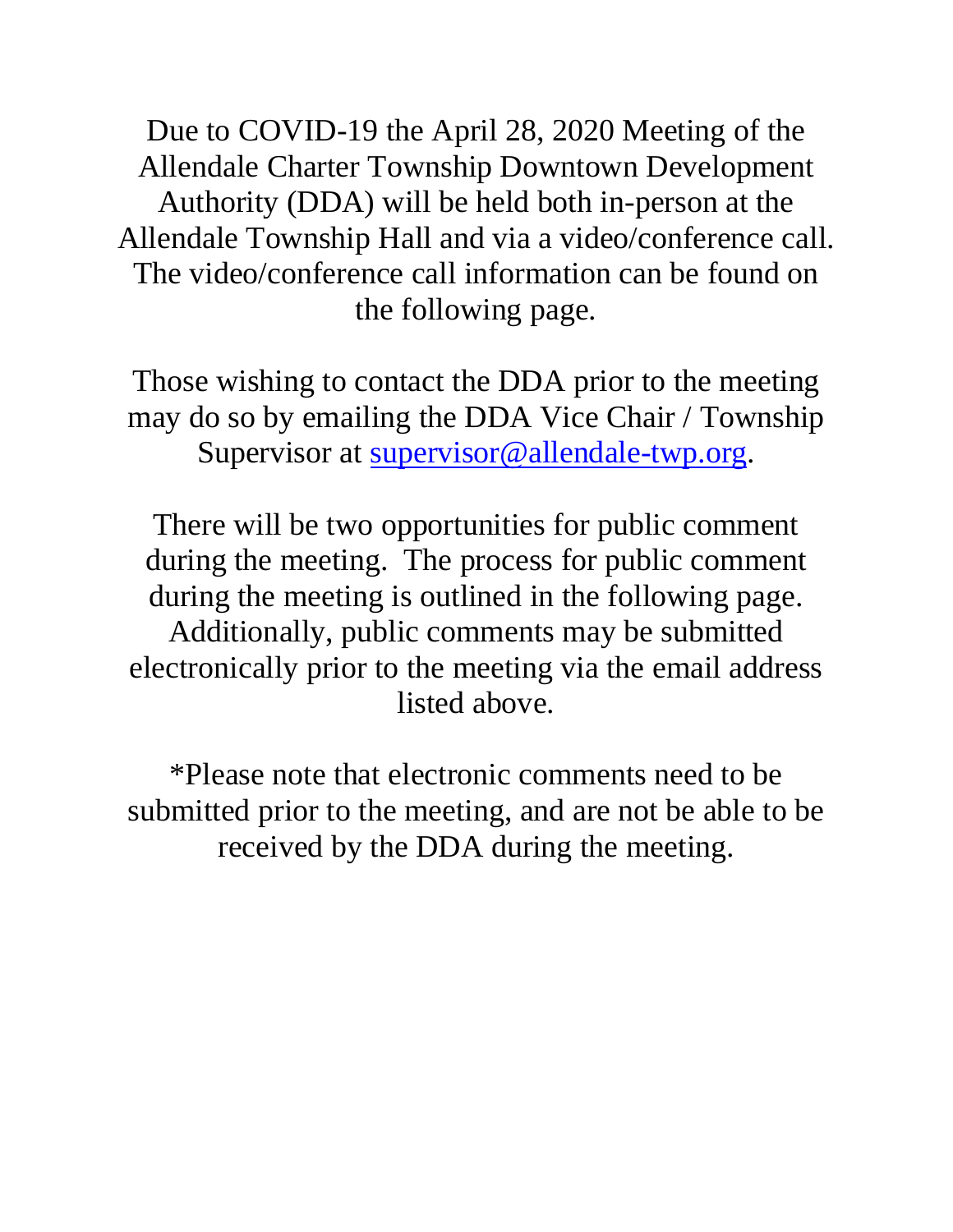Due to COVID-19 the April 28, 2020 Meeting of the Allendale Charter Township Downtown Development Authority (DDA) will be held both in-person at the Allendale Township Hall and via a video/conference call. The video/conference call information can be found on the following page.

Those wishing to contact the DDA prior to the meeting may do so by emailing the DDA Vice Chair / Township Supervisor at [supervisor@allendale-twp.org](mailto:supervisor@allendale-twp.org).

There will be two opportunities for public comment during the meeting. The process for public comment during the meeting is outlined in the following page. Additionally, public comments may be submitted electronically prior to the meeting via the email address listed above.

*Please note that electronic comments need to be submitted prior to the meeting, and are not be able to be received by the DDA during the meeting.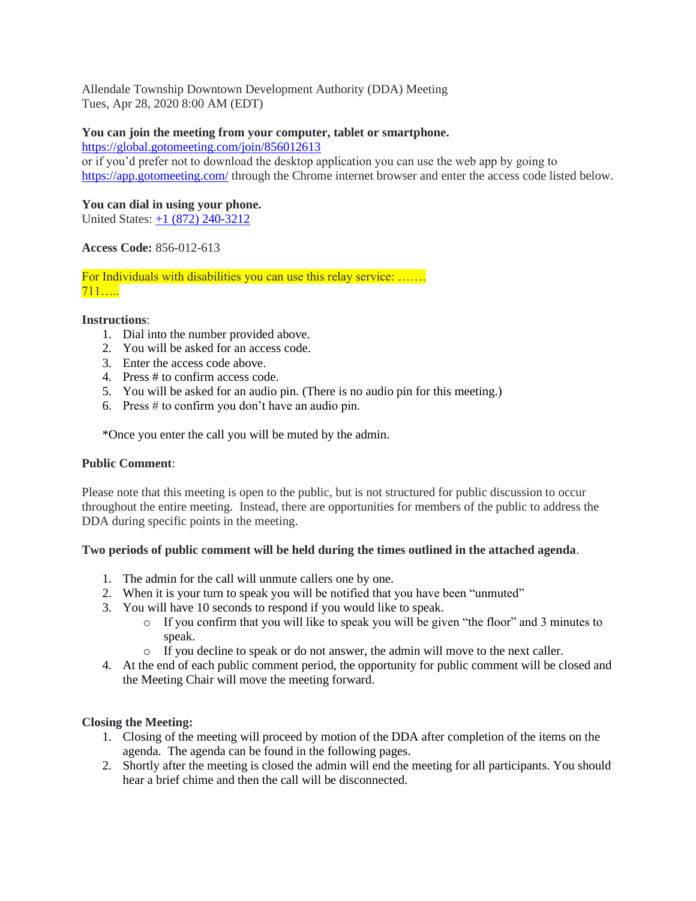Allendale Township Downtown Development Authority (DDA) Meeting
Tues, Apr 28, 2020 8:00 AM (EDT)

**You can join the meeting from your computer, tablet or smartphone.**
https://global.gotomeeting.com/join/856012613
or if you'd prefer not to download the desktop application you can use the web app by going to https://app.gotomeeting.com/ through the Chrome internet browser and enter the access code listed below.

**You can dial in using your phone.**
United States: +1 (872) 240-3212

**Access Code:** 856-012-613

For Individuals with disabilities you can use this relay service: …….
711…..

**Instructions**:

1. Dial into the number provided above.
2. You will be asked for an access code.
3. Enter the access code above.
4. Press # to confirm access code.
5. You will be asked for an audio pin. (There is no audio pin for this meeting.)
6. Press # to confirm you don't have an audio pin.

*Once you enter the call you will be muted by the admin.

**Public Comment**:

Please note that this meeting is open to the public, but is not structured for public discussion to occur throughout the entire meeting. Instead, there are opportunities for members of the public to address the DDA during specific points in the meeting.

**Two periods of public comment will be held during the times outlined in the attached agenda**.

1. The admin for the call will unmute callers one by one.
2. When it is your turn to speak you will be notified that you have been "unmuted"
3. You will have 10 seconds to respond if you would like to speak.
   - If you confirm that you will like to speak you will be given "the floor" and 3 minutes to speak.
   - If you decline to speak or do not answer, the admin will move to the next caller.
4. At the end of each public comment period, the opportunity for public comment will be closed and the Meeting Chair will move the meeting forward.

**Closing the Meeting:**

1. Closing of the meeting will proceed by motion of the DDA after completion of the items on the agenda. The agenda can be found in the following pages.
2. Shortly after the meeting is closed the admin will end the meeting for all participants. You should hear a brief chime and then the call will be disconnected.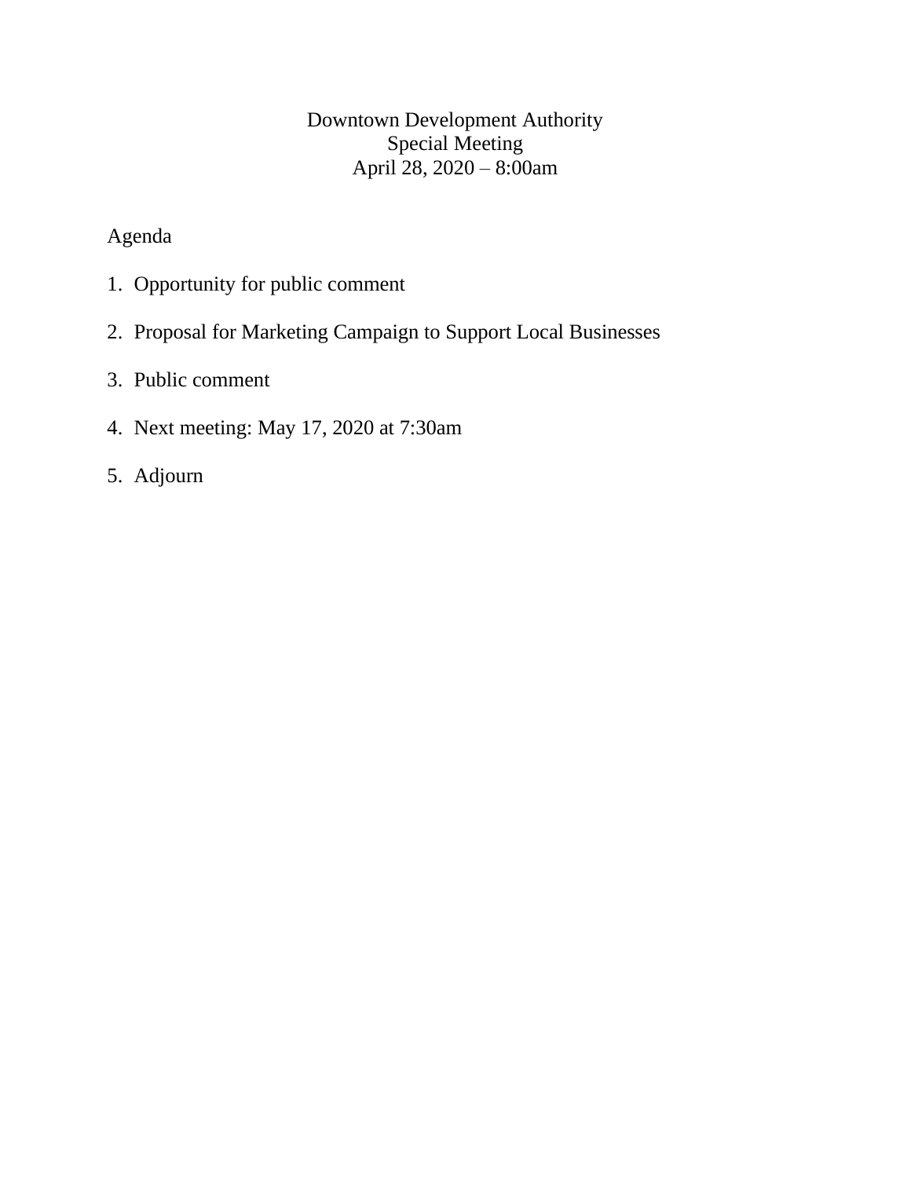# Downtown Development Authority
## Special Meeting
## April 28, 2020 – 8:00am

Agenda

1. Opportunity for public comment
2. Proposal for Marketing Campaign to Support Local Businesses
3. Public comment
4. Next meeting: May 17, 2020 at 7:30am
5. Adjourn